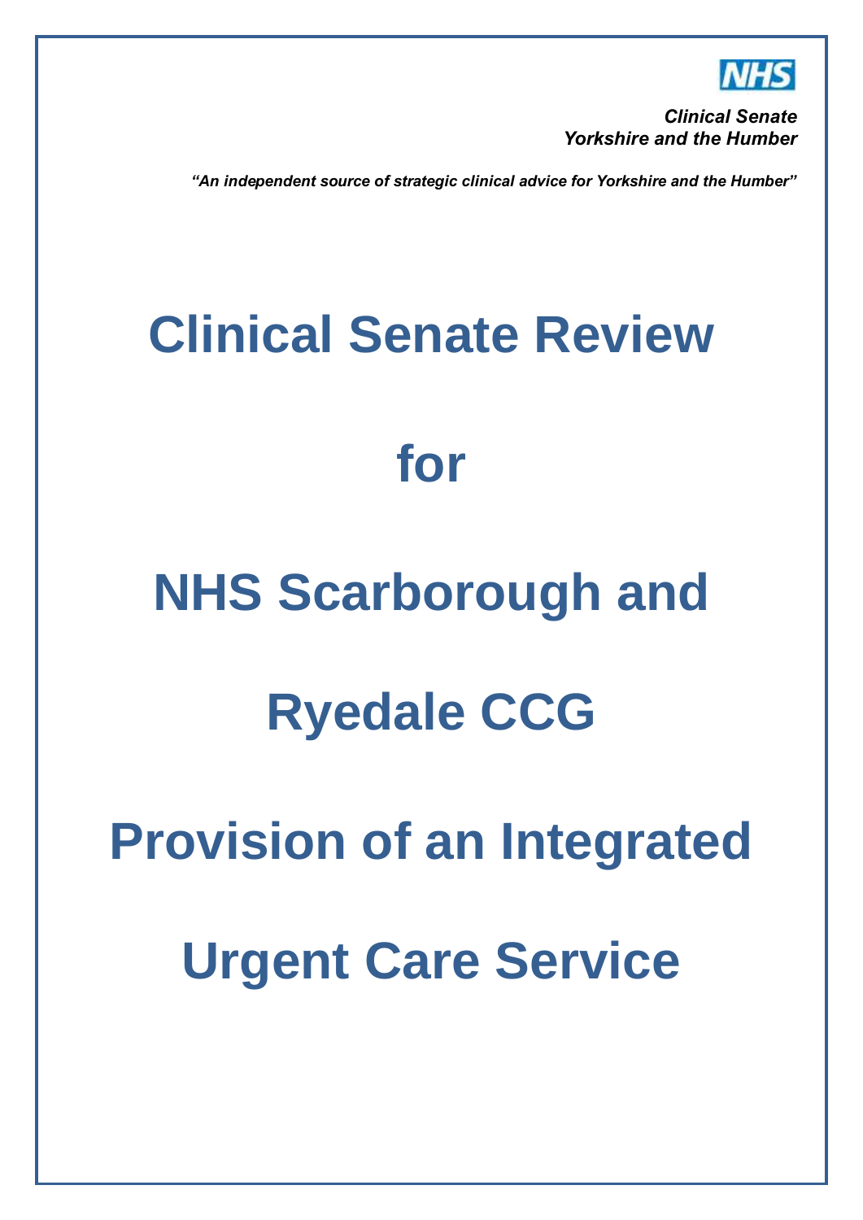*Clinical Senate*
*Yorkshire and the Humber*

***"An independent source of strategic clinical advice for Yorkshire and the Humber"***

# Clinical Senate Review

# for

# NHS Scarborough and Ryedale CCG

# Provision of an Integrated Urgent Care Service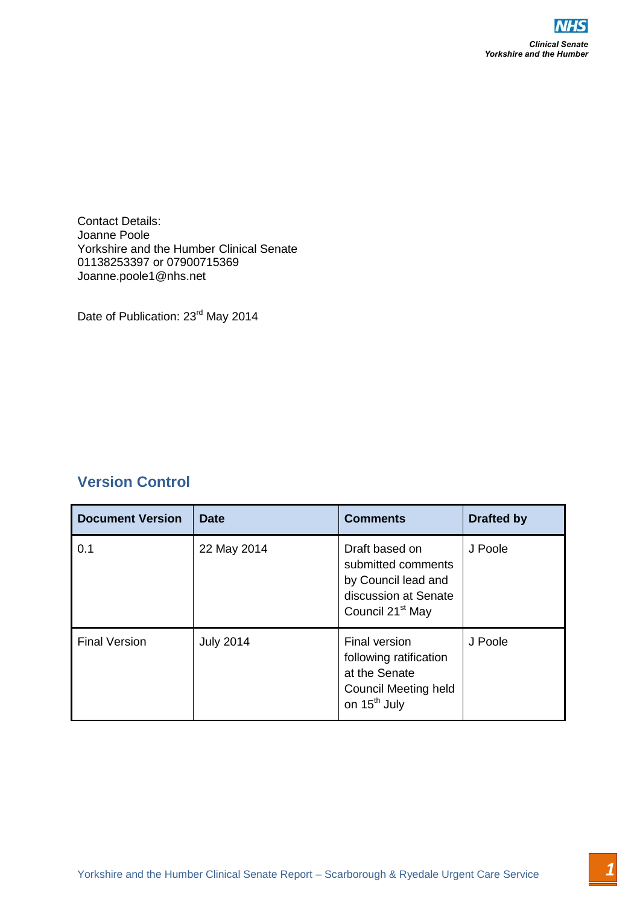Contact Details:
Joanne Poole
Yorkshire and the Humber Clinical Senate
01138253397 or 07900715369
Joanne.poole1@nhs.net

Date of Publication: 23rd May 2014

## Version Control

| Document Version | Date | Comments | Drafted by |
|---|---|---|---|
| 0.1 | 22 May 2014 | Draft based on submitted comments by Council lead and discussion at Senate Council 21st May | J Poole |
| Final Version | July 2014 | Final version following ratification at the Senate Council Meeting held on 15th July | J Poole |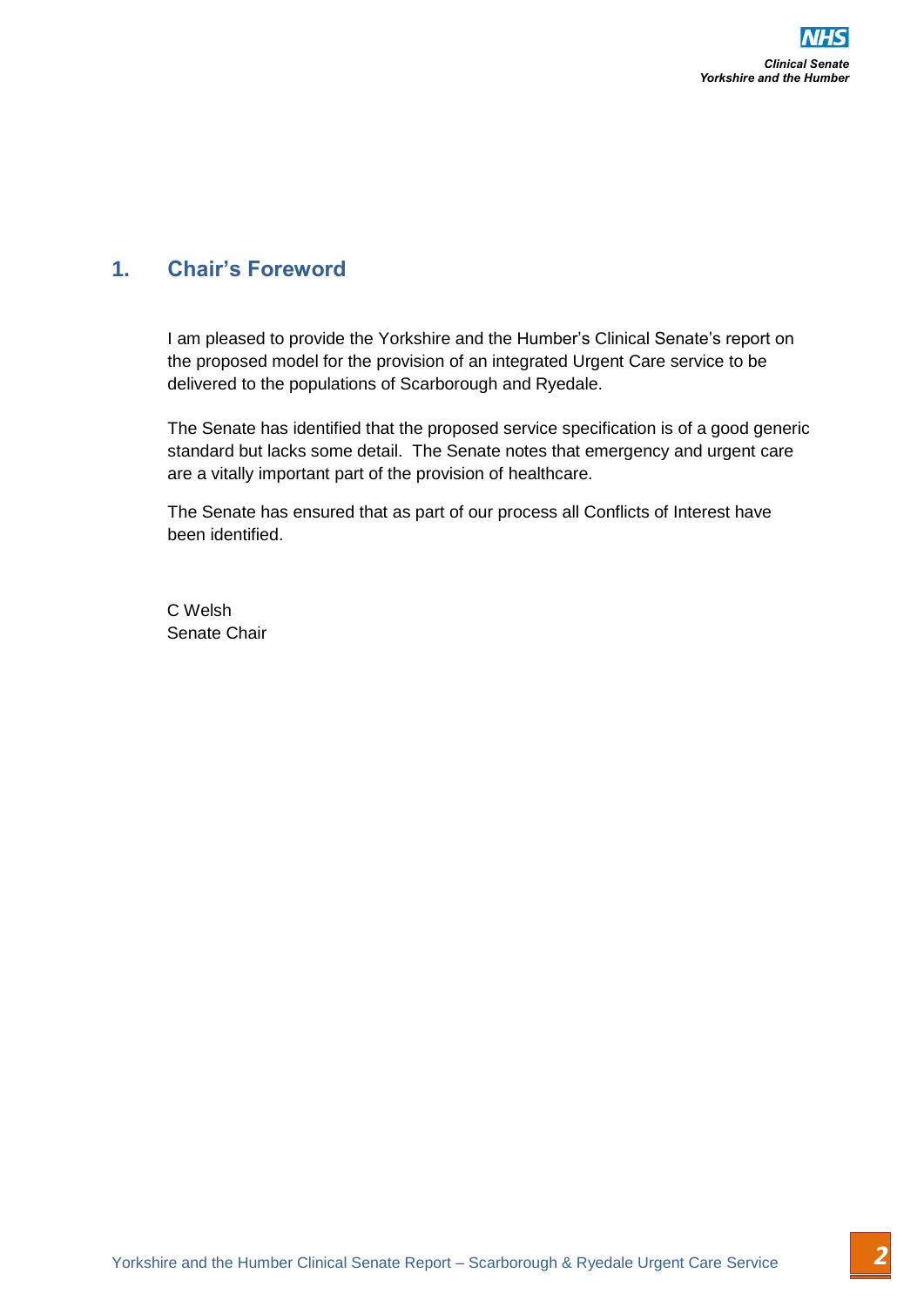## 1. Chair's Foreword

I am pleased to provide the Yorkshire and the Humber's Clinical Senate's report on the proposed model for the provision of an integrated Urgent Care service to be delivered to the populations of Scarborough and Ryedale.

The Senate has identified that the proposed service specification is of a good generic standard but lacks some detail. The Senate notes that emergency and urgent care are a vitally important part of the provision of healthcare.

The Senate has ensured that as part of our process all Conflicts of Interest have been identified.

C Welsh
Senate Chair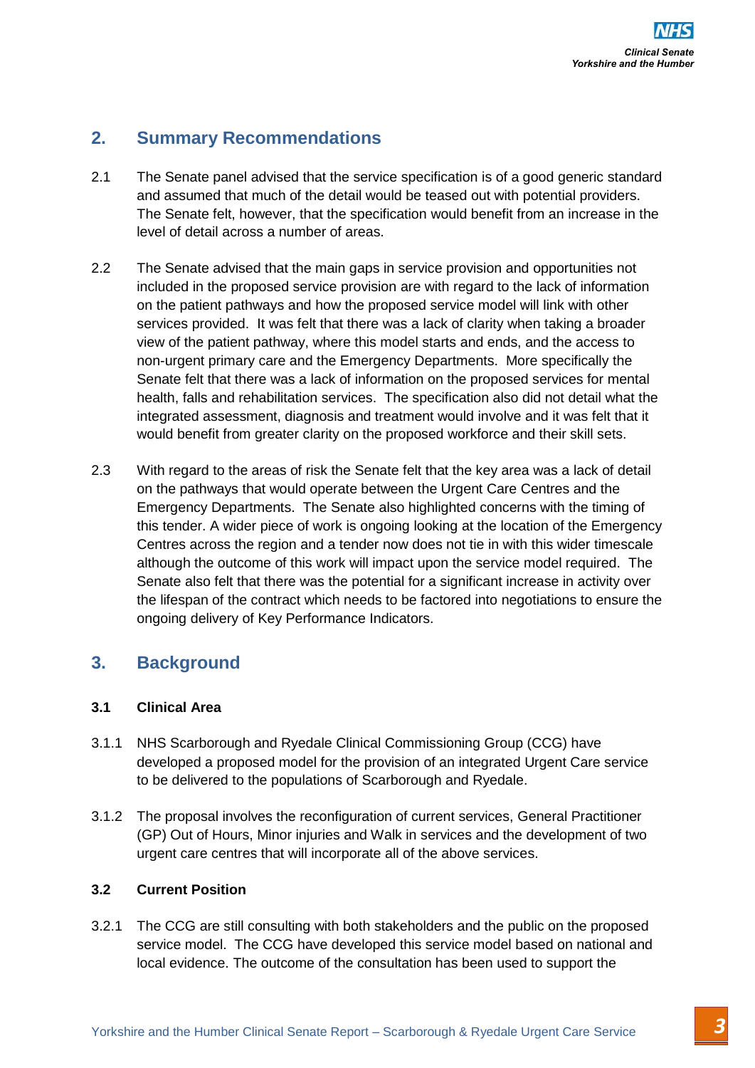## 2. Summary Recommendations

2.1 The Senate panel advised that the service specification is of a good generic standard and assumed that much of the detail would be teased out with potential providers. The Senate felt, however, that the specification would benefit from an increase in the level of detail across a number of areas.

2.2 The Senate advised that the main gaps in service provision and opportunities not included in the proposed service provision are with regard to the lack of information on the patient pathways and how the proposed service model will link with other services provided. It was felt that there was a lack of clarity when taking a broader view of the patient pathway, where this model starts and ends, and the access to non-urgent primary care and the Emergency Departments. More specifically the Senate felt that there was a lack of information on the proposed services for mental health, falls and rehabilitation services. The specification also did not detail what the integrated assessment, diagnosis and treatment would involve and it was felt that it would benefit from greater clarity on the proposed workforce and their skill sets.

2.3 With regard to the areas of risk the Senate felt that the key area was a lack of detail on the pathways that would operate between the Urgent Care Centres and the Emergency Departments. The Senate also highlighted concerns with the timing of this tender. A wider piece of work is ongoing looking at the location of the Emergency Centres across the region and a tender now does not tie in with this wider timescale although the outcome of this work will impact upon the service model required. The Senate also felt that there was the potential for a significant increase in activity over the lifespan of the contract which needs to be factored into negotiations to ensure the ongoing delivery of Key Performance Indicators.

## 3. Background

### 3.1 Clinical Area

3.1.1 NHS Scarborough and Ryedale Clinical Commissioning Group (CCG) have developed a proposed model for the provision of an integrated Urgent Care service to be delivered to the populations of Scarborough and Ryedale.

3.1.2 The proposal involves the reconfiguration of current services, General Practitioner (GP) Out of Hours, Minor injuries and Walk in services and the development of two urgent care centres that will incorporate all of the above services.

### 3.2 Current Position

3.2.1 The CCG are still consulting with both stakeholders and the public on the proposed service model. The CCG have developed this service model based on national and local evidence. The outcome of the consultation has been used to support the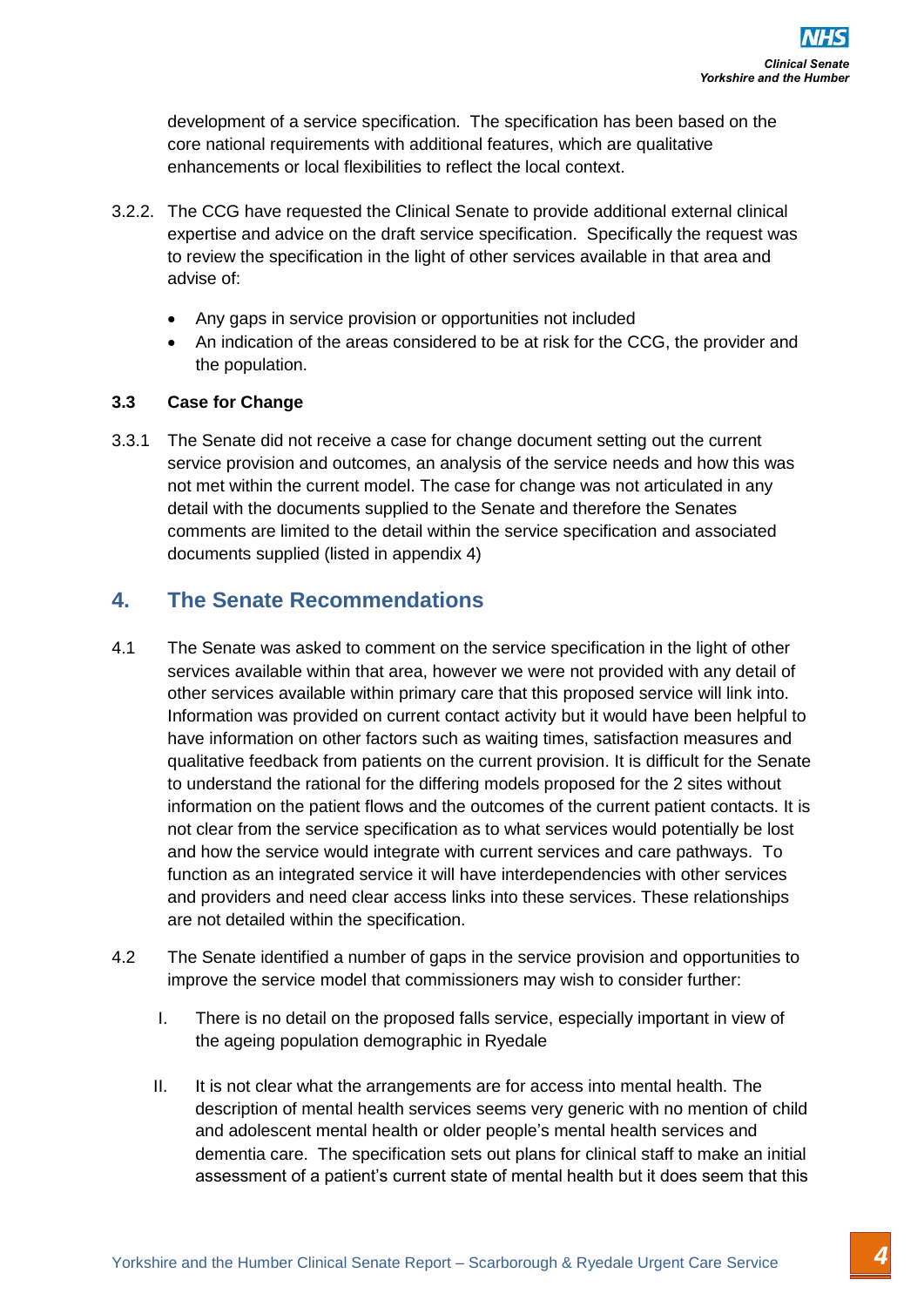development of a service specification. The specification has been based on the core national requirements with additional features, which are qualitative enhancements or local flexibilities to reflect the local context.

3.2.2. The CCG have requested the Clinical Senate to provide additional external clinical expertise and advice on the draft service specification. Specifically the request was to review the specification in the light of other services available in that area and advise of:

- Any gaps in service provision or opportunities not included
- An indication of the areas considered to be at risk for the CCG, the provider and the population.

### 3.3 Case for Change

3.3.1 The Senate did not receive a case for change document setting out the current service provision and outcomes, an analysis of the service needs and how this was not met within the current model. The case for change was not articulated in any detail with the documents supplied to the Senate and therefore the Senates comments are limited to the detail within the service specification and associated documents supplied (listed in appendix 4)

## 4. The Senate Recommendations

4.1 The Senate was asked to comment on the service specification in the light of other services available within that area, however we were not provided with any detail of other services available within primary care that this proposed service will link into. Information was provided on current contact activity but it would have been helpful to have information on other factors such as waiting times, satisfaction measures and qualitative feedback from patients on the current provision. It is difficult for the Senate to understand the rational for the differing models proposed for the 2 sites without information on the patient flows and the outcomes of the current patient contacts. It is not clear from the service specification as to what services would potentially be lost and how the service would integrate with current services and care pathways. To function as an integrated service it will have interdependencies with other services and providers and need clear access links into these services. These relationships are not detailed within the specification.

4.2 The Senate identified a number of gaps in the service provision and opportunities to improve the service model that commissioners may wish to consider further:

I. There is no detail on the proposed falls service, especially important in view of the ageing population demographic in Ryedale

II. It is not clear what the arrangements are for access into mental health. The description of mental health services seems very generic with no mention of child and adolescent mental health or older people's mental health services and dementia care. The specification sets out plans for clinical staff to make an initial assessment of a patient's current state of mental health but it does seem that this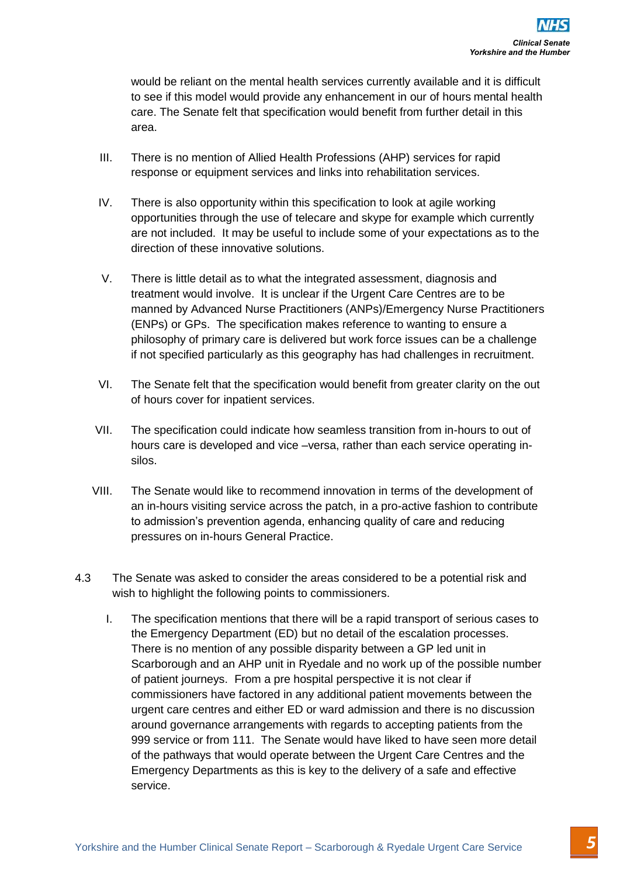would be reliant on the mental health services currently available and it is difficult to see if this model would provide any enhancement in our of hours mental health care. The Senate felt that specification would benefit from further detail in this area.

III. There is no mention of Allied Health Professions (AHP) services for rapid response or equipment services and links into rehabilitation services.

IV. There is also opportunity within this specification to look at agile working opportunities through the use of telecare and skype for example which currently are not included. It may be useful to include some of your expectations as to the direction of these innovative solutions.

V. There is little detail as to what the integrated assessment, diagnosis and treatment would involve. It is unclear if the Urgent Care Centres are to be manned by Advanced Nurse Practitioners (ANPs)/Emergency Nurse Practitioners (ENPs) or GPs. The specification makes reference to wanting to ensure a philosophy of primary care is delivered but work force issues can be a challenge if not specified particularly as this geography has had challenges in recruitment.

VI. The Senate felt that the specification would benefit from greater clarity on the out of hours cover for inpatient services.

VII. The specification could indicate how seamless transition from in-hours to out of hours care is developed and vice –versa, rather than each service operating in-silos.

VIII. The Senate would like to recommend innovation in terms of the development of an in-hours visiting service across the patch, in a pro-active fashion to contribute to admission's prevention agenda, enhancing quality of care and reducing pressures on in-hours General Practice.

4.3 The Senate was asked to consider the areas considered to be a potential risk and wish to highlight the following points to commissioners.

I. The specification mentions that there will be a rapid transport of serious cases to the Emergency Department (ED) but no detail of the escalation processes. There is no mention of any possible disparity between a GP led unit in Scarborough and an AHP unit in Ryedale and no work up of the possible number of patient journeys. From a pre hospital perspective it is not clear if commissioners have factored in any additional patient movements between the urgent care centres and either ED or ward admission and there is no discussion around governance arrangements with regards to accepting patients from the 999 service or from 111. The Senate would have liked to have seen more detail of the pathways that would operate between the Urgent Care Centres and the Emergency Departments as this is key to the delivery of a safe and effective service.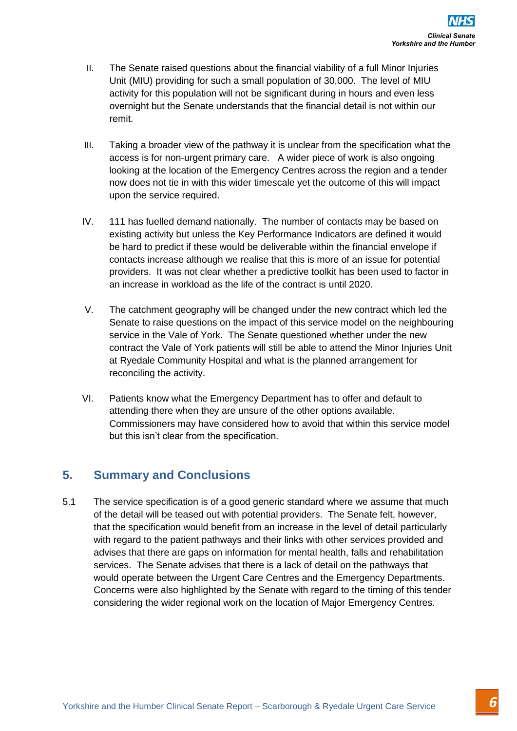II. The Senate raised questions about the financial viability of a full Minor Injuries Unit (MIU) providing for such a small population of 30,000. The level of MIU activity for this population will not be significant during in hours and even less overnight but the Senate understands that the financial detail is not within our remit.

III. Taking a broader view of the pathway it is unclear from the specification what the access is for non-urgent primary care. A wider piece of work is also ongoing looking at the location of the Emergency Centres across the region and a tender now does not tie in with this wider timescale yet the outcome of this will impact upon the service required.

IV. 111 has fuelled demand nationally. The number of contacts may be based on existing activity but unless the Key Performance Indicators are defined it would be hard to predict if these would be deliverable within the financial envelope if contacts increase although we realise that this is more of an issue for potential providers. It was not clear whether a predictive toolkit has been used to factor in an increase in workload as the life of the contract is until 2020.

V. The catchment geography will be changed under the new contract which led the Senate to raise questions on the impact of this service model on the neighbouring service in the Vale of York. The Senate questioned whether under the new contract the Vale of York patients will still be able to attend the Minor Injuries Unit at Ryedale Community Hospital and what is the planned arrangement for reconciling the activity.

VI. Patients know what the Emergency Department has to offer and default to attending there when they are unsure of the other options available. Commissioners may have considered how to avoid that within this service model but this isn't clear from the specification.

## 5. Summary and Conclusions

5.1 The service specification is of a good generic standard where we assume that much of the detail will be teased out with potential providers. The Senate felt, however, that the specification would benefit from an increase in the level of detail particularly with regard to the patient pathways and their links with other services provided and advises that there are gaps on information for mental health, falls and rehabilitation services. The Senate advises that there is a lack of detail on the pathways that would operate between the Urgent Care Centres and the Emergency Departments. Concerns were also highlighted by the Senate with regard to the timing of this tender considering the wider regional work on the location of Major Emergency Centres.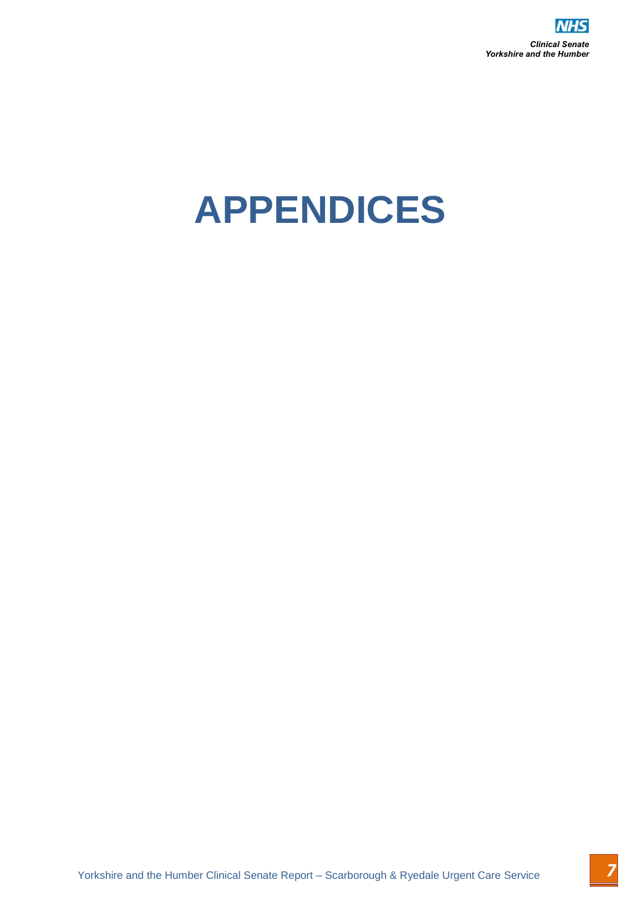# APPENDICES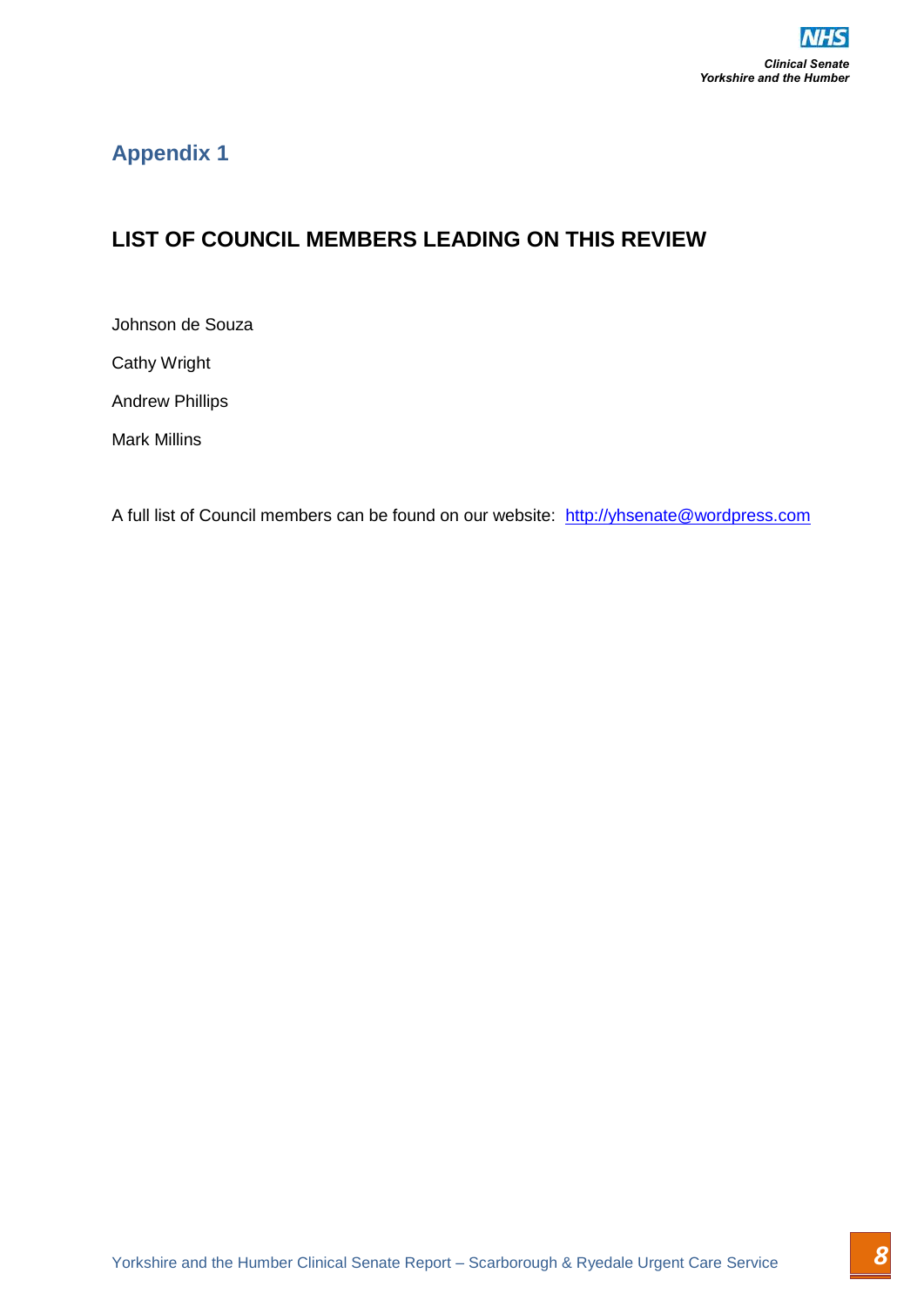## Appendix 1

### LIST OF COUNCIL MEMBERS LEADING ON THIS REVIEW

Johnson de Souza

Cathy Wright

Andrew Phillips

Mark Millins

A full list of Council members can be found on our website: http://yhsenate@wordpress.com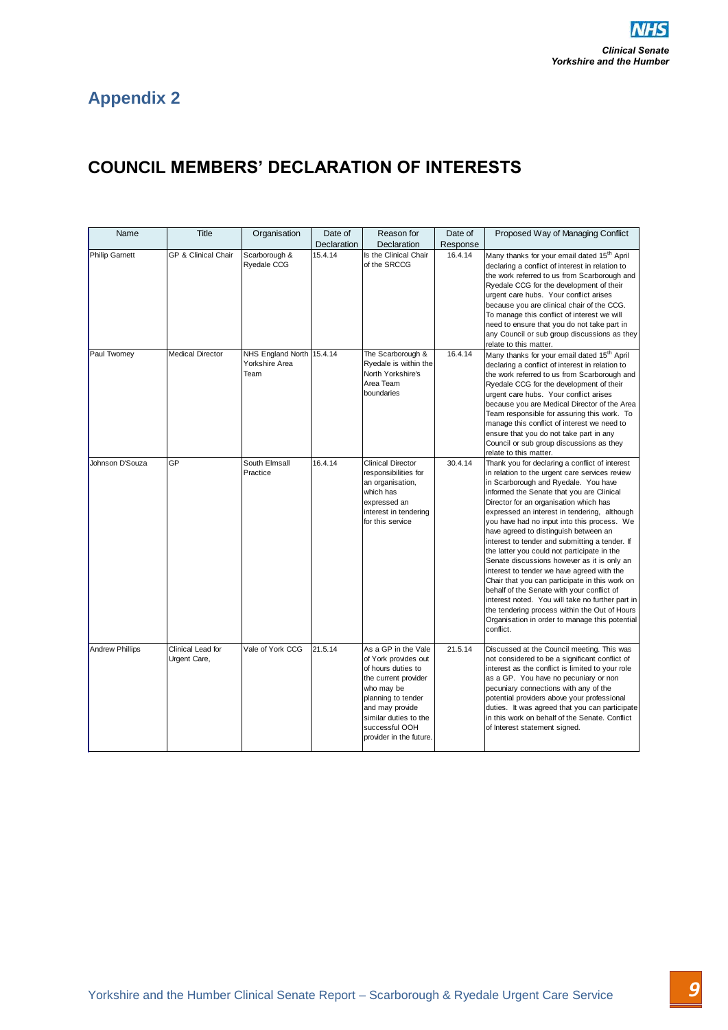# Appendix 2

## COUNCIL MEMBERS' DECLARATION OF INTERESTS

| Name | Title | Organisation | Date of Declaration | Reason for Declaration | Date of Response | Proposed Way of Managing Conflict |
|---|---|---|---|---|---|---|
| Philip Garnett | GP & Clinical Chair | Scarborough & Ryedale CCG | 15.4.14 | Is the Clinical Chair of the SRCCG | 16.4.14 | Many thanks for your email dated 15th April declaring a conflict of interest in relation to the work referred to us from Scarborough and Ryedale CCG for the development of their urgent care hubs. Your conflict arises because you are clinical chair of the CCG. To manage this conflict of interest we will need to ensure that you do not take part in any Council or sub group discussions as they relate to this matter. |
| Paul Twomey | Medical Director | NHS England North Yorkshire Area Team | 15.4.14 | The Scarborough & Ryedale is within the North Yorkshire's Area Team boundaries | 16.4.14 | Many thanks for your email dated 15th April declaring a conflict of interest in relation to the work referred to us from Scarborough and Ryedale CCG for the development of their urgent care hubs. Your conflict arises because you are Medical Director of the Area Team responsible for assuring this work. To manage this conflict of interest we need to ensure that you do not take part in any Council or sub group discussions as they relate to this matter. |
| Johnson D'Souza | GP | South Elmsall Practice | 16.4.14 | Clinical Director responsibilities for an organisation, which has expressed an interest in tendering for this service | 30.4.14 | Thank you for declaring a conflict of interest in relation to the urgent care services review in Scarborough and Ryedale. You have informed the Senate that you are Clinical Director for an organisation which has expressed an interest in tendering, although you have had no input into this process. We have agreed to distinguish between an interest to tender and submitting a tender. If the latter you could not participate in the Senate discussions however as it is only an interest to tender we have agreed with the Chair that you can participate in this work on behalf of the Senate with your conflict of interest noted. You will take no further part in the tendering process within the Out of Hours Organisation in order to manage this potential conflict. |
| Andrew Phillips | Clinical Lead for Urgent Care, | Vale of York CCG | 21.5.14 | As a GP in the Vale of York provides out of hours duties to the current provider who may be planning to tender and may provide similar duties to the successful OOH provider in the future. | 21.5.14 | Discussed at the Council meeting. This was not considered to be a significant conflict of interest as the conflict is limited to your role as a GP. You have no pecuniary or non pecuniary connections with any of the potential providers above your professional duties. It was agreed that you can participate in this work on behalf of the Senate. Conflict of Interest statement signed. |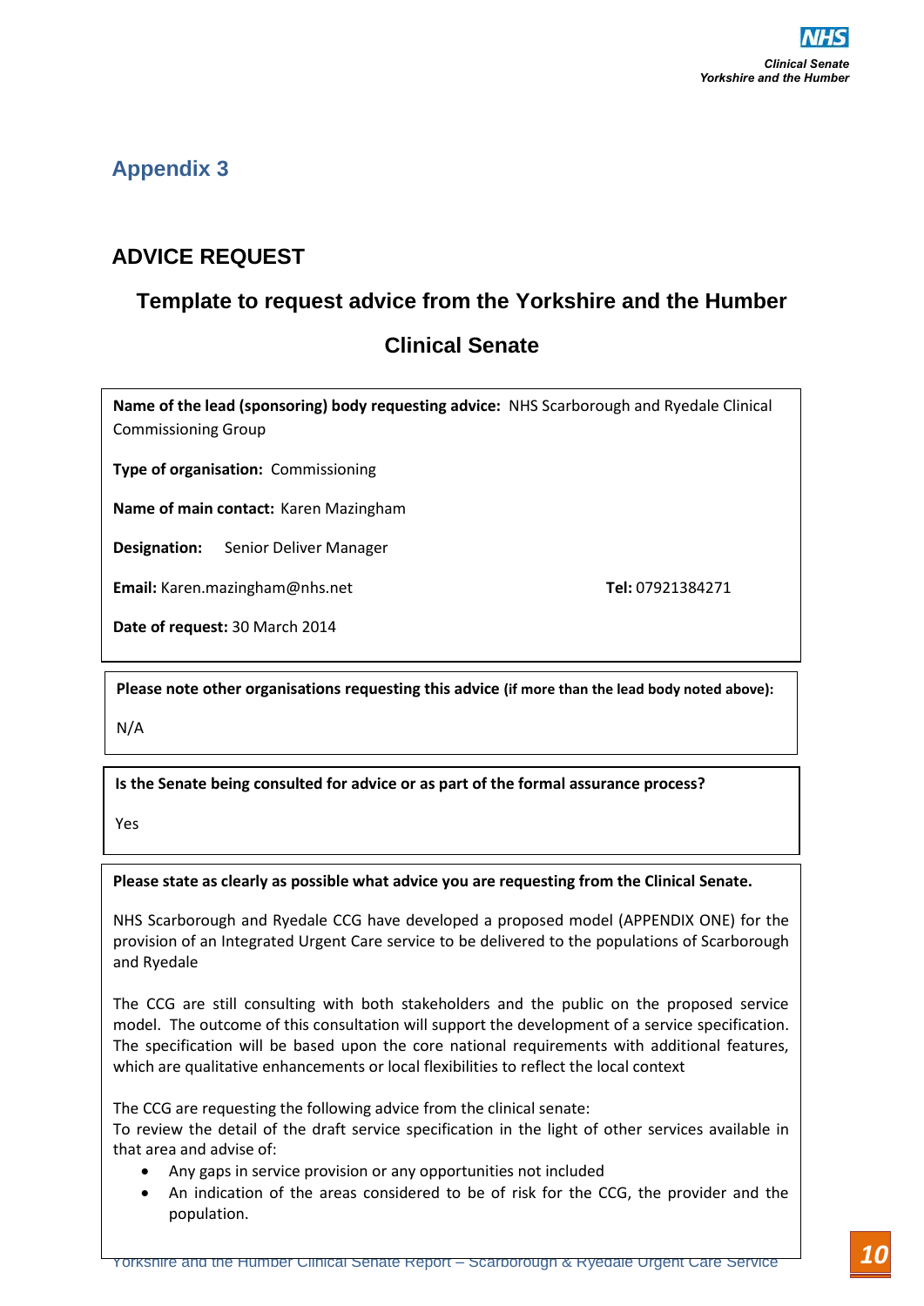## Appendix 3

## ADVICE REQUEST

### Template to request advice from the Yorkshire and the Humber Clinical Senate

**Name of the lead (sponsoring) body requesting advice:** NHS Scarborough and Ryedale Clinical Commissioning Group

**Type of organisation:** Commissioning

**Name of main contact:** Karen Mazingham

**Designation:** Senior Deliver Manager

**Email:** Karen.mazingham@nhs.net **Tel:** 07921384271

**Date of request:** 30 March 2014

**Please note other organisations requesting this advice (if more than the lead body noted above):**

N/A

**Is the Senate being consulted for advice or as part of the formal assurance process?**

Yes

**Please state as clearly as possible what advice you are requesting from the Clinical Senate.**

NHS Scarborough and Ryedale CCG have developed a proposed model (APPENDIX ONE) for the provision of an Integrated Urgent Care service to be delivered to the populations of Scarborough and Ryedale

The CCG are still consulting with both stakeholders and the public on the proposed service model. The outcome of this consultation will support the development of a service specification. The specification will be based upon the core national requirements with additional features, which are qualitative enhancements or local flexibilities to reflect the local context

The CCG are requesting the following advice from the clinical senate:
To review the detail of the draft service specification in the light of other services available in that area and advise of:

- Any gaps in service provision or any opportunities not included
- An indication of the areas considered to be of risk for the CCG, the provider and the population.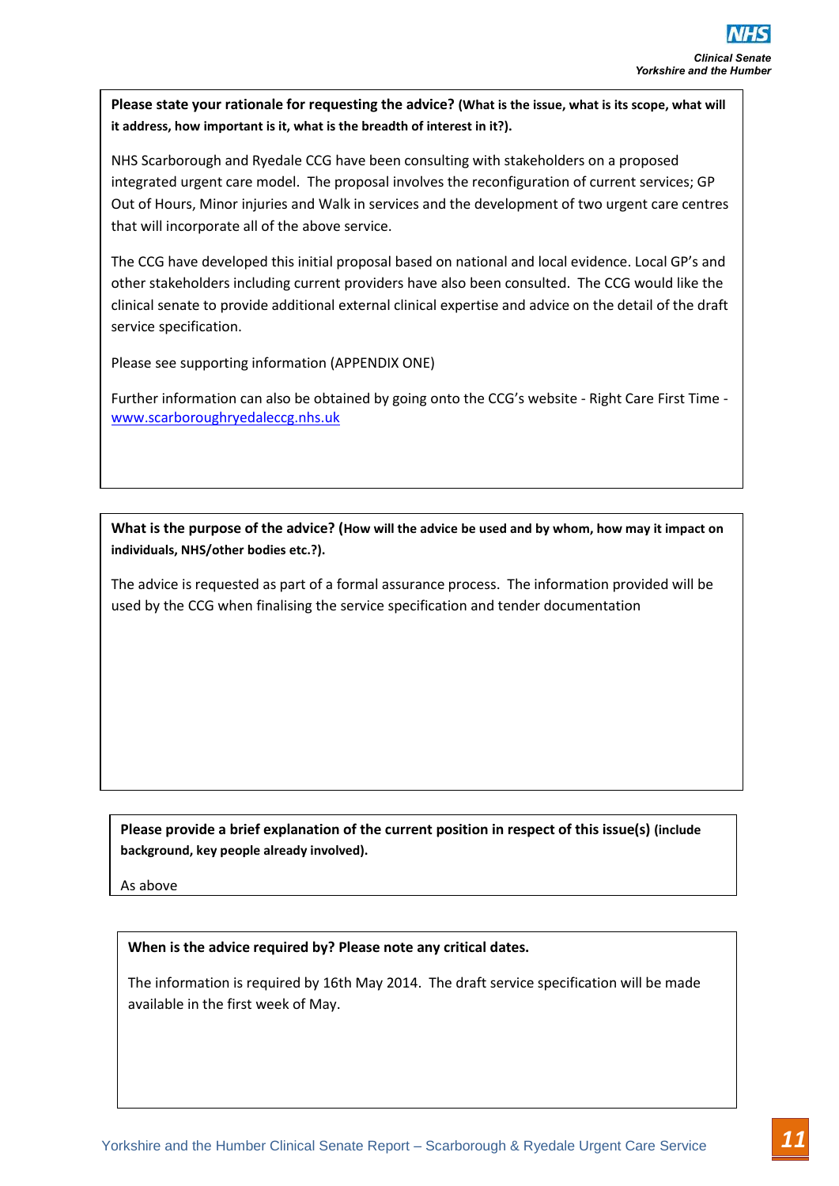**Please state your rationale for requesting the advice? (What is the issue, what is its scope, what will it address, how important is it, what is the breadth of interest in it?).**

NHS Scarborough and Ryedale CCG have been consulting with stakeholders on a proposed integrated urgent care model. The proposal involves the reconfiguration of current services; GP Out of Hours, Minor injuries and Walk in services and the development of two urgent care centres that will incorporate all of the above service.

The CCG have developed this initial proposal based on national and local evidence. Local GP's and other stakeholders including current providers have also been consulted. The CCG would like the clinical senate to provide additional external clinical expertise and advice on the detail of the draft service specification.

Please see supporting information (APPENDIX ONE)

Further information can also be obtained by going onto the CCG's website - Right Care First Time - www.scarboroughryedaleccg.nhs.uk

**What is the purpose of the advice? (How will the advice be used and by whom, how may it impact on individuals, NHS/other bodies etc.?).**

The advice is requested as part of a formal assurance process. The information provided will be used by the CCG when finalising the service specification and tender documentation

**Please provide a brief explanation of the current position in respect of this issue(s) (include background, key people already involved).**

As above

**When is the advice required by? Please note any critical dates.**

The information is required by 16th May 2014. The draft service specification will be made available in the first week of May.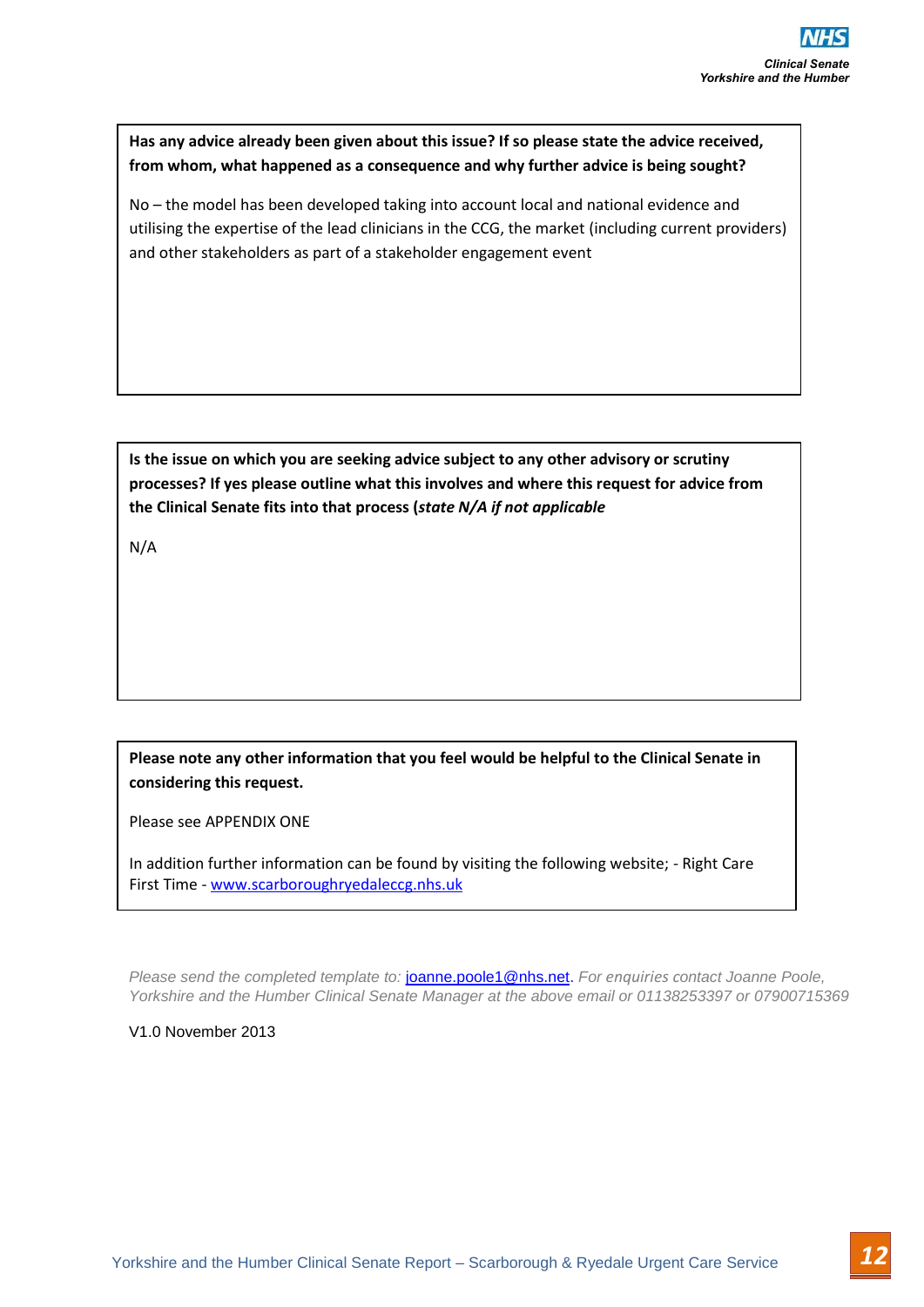**Has any advice already been given about this issue? If so please state the advice received, from whom, what happened as a consequence and why further advice is being sought?**

No – the model has been developed taking into account local and national evidence and utilising the expertise of the lead clinicians in the CCG, the market (including current providers) and other stakeholders as part of a stakeholder engagement event

**Is the issue on which you are seeking advice subject to any other advisory or scrutiny processes? If yes please outline what this involves and where this request for advice from the Clinical Senate fits into that process (*state N/A if not applicable***

N/A

**Please note any other information that you feel would be helpful to the Clinical Senate in considering this request.**

Please see APPENDIX ONE

In addition further information can be found by visiting the following website; - Right Care First Time - www.scarboroughryedaleccg.nhs.uk

*Please send the completed template to:* joanne.poole1@nhs.net. *For enquiries contact Joanne Poole, Yorkshire and the Humber Clinical Senate Manager at the above email or 01138253397 or 07900715369*

V1.0 November 2013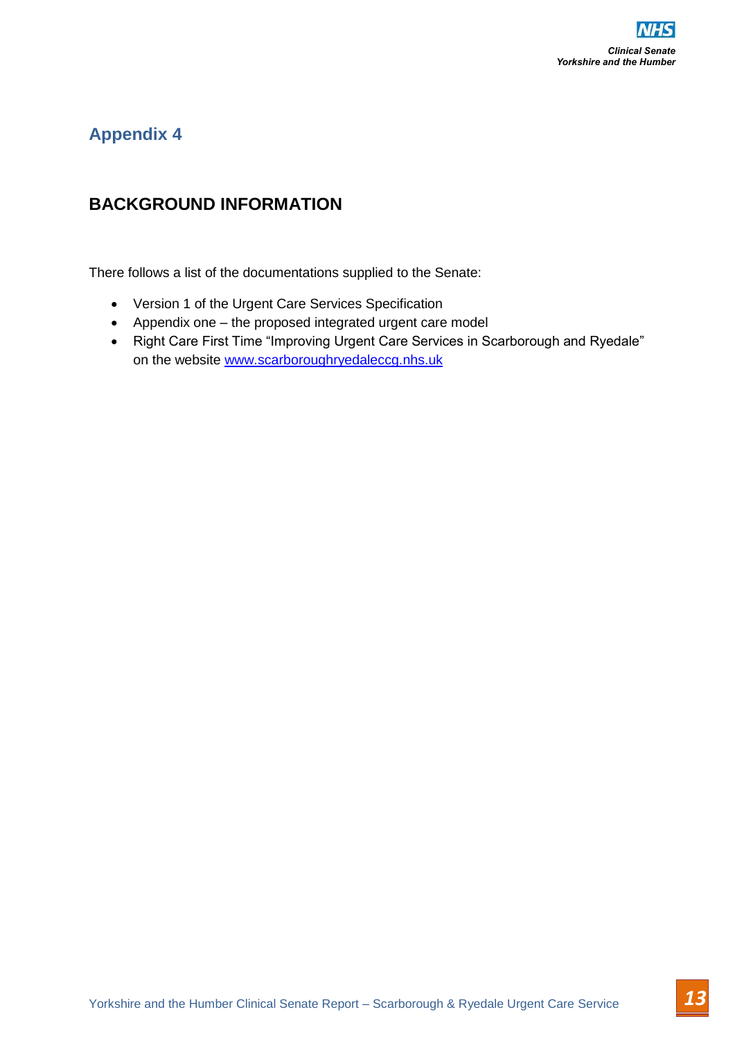## Appendix 4

## BACKGROUND INFORMATION

There follows a list of the documentations supplied to the Senate:

- Version 1 of the Urgent Care Services Specification
- Appendix one – the proposed integrated urgent care model
- Right Care First Time "Improving Urgent Care Services in Scarborough and Ryedale" on the website www.scarboroughryedaleccg.nhs.uk